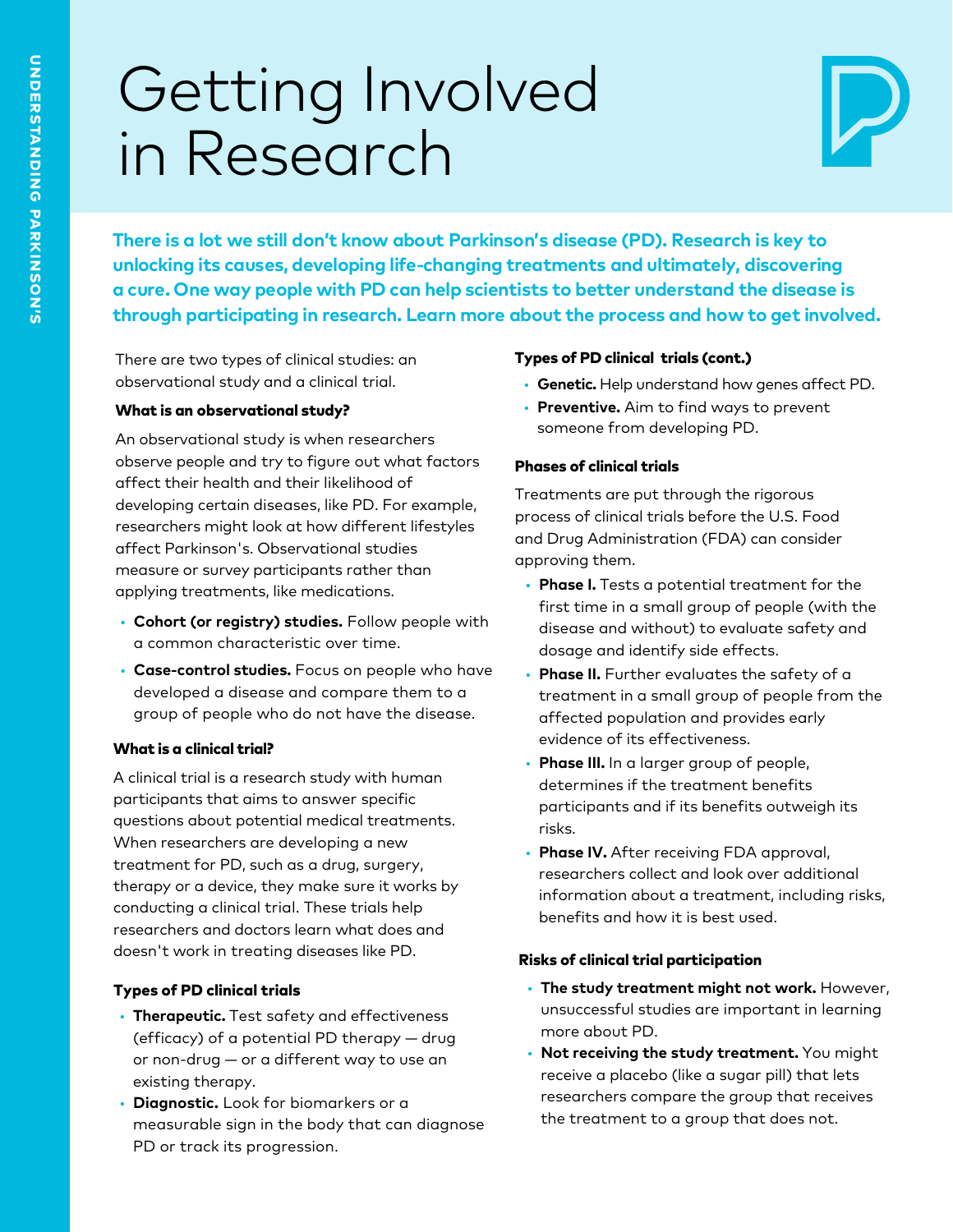# Getting Involved in Research

**There is a lot we still don't know about Parkinson's disease (PD). Research is key to unlocking its causes, developing life-changing treatments and ultimately, discovering a cure. One way people with PD can help scientists to better understand the disease is through participating in research. Learn more about the process and how to get involved.**

There are two types of clinical studies: an observational study and a clinical trial.

### What is an observational study?

An observational study is when researchers observe people and try to figure out what factors affect their health and their likelihood of developing certain diseases, like PD. For example, researchers might look at how different lifestyles affect Parkinson's. Observational studies measure or survey participants rather than applying treatments, like medications.

- **Cohort (or registry) studies.** Follow people with a common characteristic over time.
- **Case-control studies.** Focus on people who have developed a disease and compare them to a group of people who do not have the disease.

### What is a clinical trial?

A clinical trial is a research study with human participants that aims to answer specific questions about potential medical treatments. When researchers are developing a new treatment for PD, such as a drug, surgery, therapy or a device, they make sure it works by conducting a clinical trial. These trials help researchers and doctors learn what does and doesn't work in treating diseases like PD.

### Types of PD clinical trials

- **Therapeutic.** Test safety and effectiveness (efficacy) of a potential PD therapy — drug or non-drug — or a different way to use an existing therapy.
- **Diagnostic.** Look for biomarkers or a measurable sign in the body that can diagnose PD or track its progression.

### Types of PD clinical trials (cont.)

- **Genetic.** Help understand how genes affect PD.
- **Preventive.** Aim to find ways to prevent someone from developing PD.

### Phases of clinical trials

Treatments are put through the rigorous process of clinical trials before the U.S. Food and Drug Administration (FDA) can consider approving them.

- **Phase I.** Tests a potential treatment for the first time in a small group of people (with the disease and without) to evaluate safety and dosage and identify side effects.
- **Phase II.** Further evaluates the safety of a treatment in a small group of people from the affected population and provides early evidence of its effectiveness.
- **Phase III.** In a larger group of people, determines if the treatment benefits participants and if its benefits outweigh its risks.
- **Phase IV.** After receiving FDA approval, researchers collect and look over additional information about a treatment, including risks, benefits and how it is best used.

### Risks of clinical trial participation

- **The study treatment might not work.** However, unsuccessful studies are important in learning more about PD.
- **Not receiving the study treatment.** You might receive a placebo (like a sugar pill) that lets researchers compare the group that receives the treatment to a group that does not.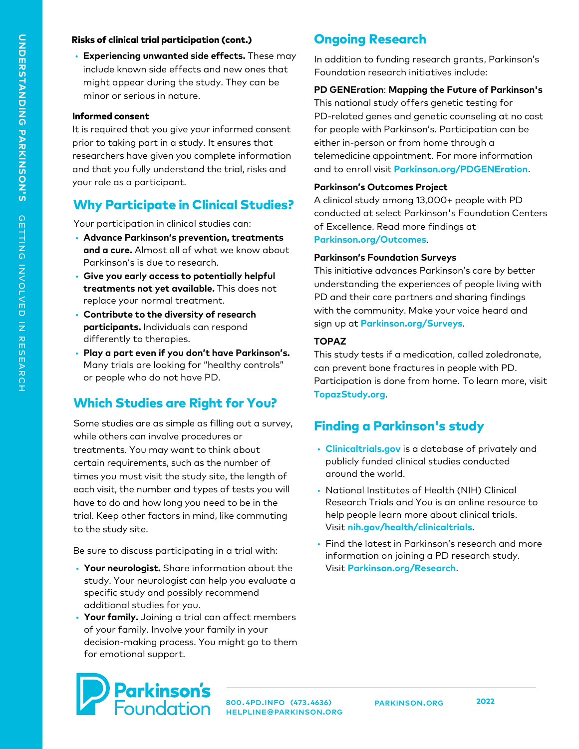**Risks of clinical trial participation (cont.)**

- **Experiencing unwanted side effects.** These may include known side effects and new ones that might appear during the study. They can be minor or serious in nature.

**Informed consent**

It is required that you give your informed consent prior to taking part in a study. It ensures that researchers have given you complete information and that you fully understand the trial, risks and your role as a participant.

## Why Participate in Clinical Studies?

Your participation in clinical studies can:

- **Advance Parkinson's prevention, treatments and a cure.** Almost all of what we know about Parkinson's is due to research.
- **Give you early access to potentially helpful treatments not yet available.** This does not replace your normal treatment.
- **Contribute to the diversity of research participants.** Individuals can respond differently to therapies.
- **Play a part even if you don't have Parkinson's.** Many trials are looking for "healthy controls" or people who do not have PD.

## Which Studies are Right for You?

Some studies are as simple as filling out a survey, while others can involve procedures or treatments. You may want to think about certain requirements, such as the number of times you must visit the study site, the length of each visit, the number and types of tests you will have to do and how long you need to be in the trial. Keep other factors in mind, like commuting to the study site.

Be sure to discuss participating in a trial with:

- **Your neurologist.** Share information about the study. Your neurologist can help you evaluate a specific study and possibly recommend additional studies for you.
- **Your family.** Joining a trial can affect members of your family. Involve your family in your decision-making process. You might go to them for emotional support.

## Ongoing Research

In addition to funding research grants, Parkinson's Foundation research initiatives include:

**PD GENEration: Mapping the Future of Parkinson's**

This national study offers genetic testing for PD-related genes and genetic counseling at no cost for people with Parkinson's. Participation can be either in-person or from home through a telemedicine appointment. For more information and to enroll visit **Parkinson.org/PDGENEration**.

**Parkinson's Outcomes Project**

A clinical study among 13,000+ people with PD conducted at select Parkinson's Foundation Centers of Excellence. Read more findings at **Parkinson.org/Outcomes**.

**Parkinson's Foundation Surveys**

This initiative advances Parkinson's care by better understanding the experiences of people living with PD and their care partners and sharing findings with the community. Make your voice heard and sign up at **Parkinson.org/Surveys**.

**TOPAZ**

This study tests if a medication, called zoledronate, can prevent bone fractures in people with PD. Participation is done from home. To learn more, visit **TopazStudy.org**.

## Finding a Parkinson's study

- **Clinicaltrials.gov** is a database of privately and publicly funded clinical studies conducted around the world.
- National Institutes of Health (NIH) Clinical Research Trials and You is an online resource to help people learn more about clinical trials. Visit **nih.gov/health/clinicaltrials**.
- Find the latest in Parkinson's research and more information on joining a PD research study. Visit **Parkinson.org/Research**.